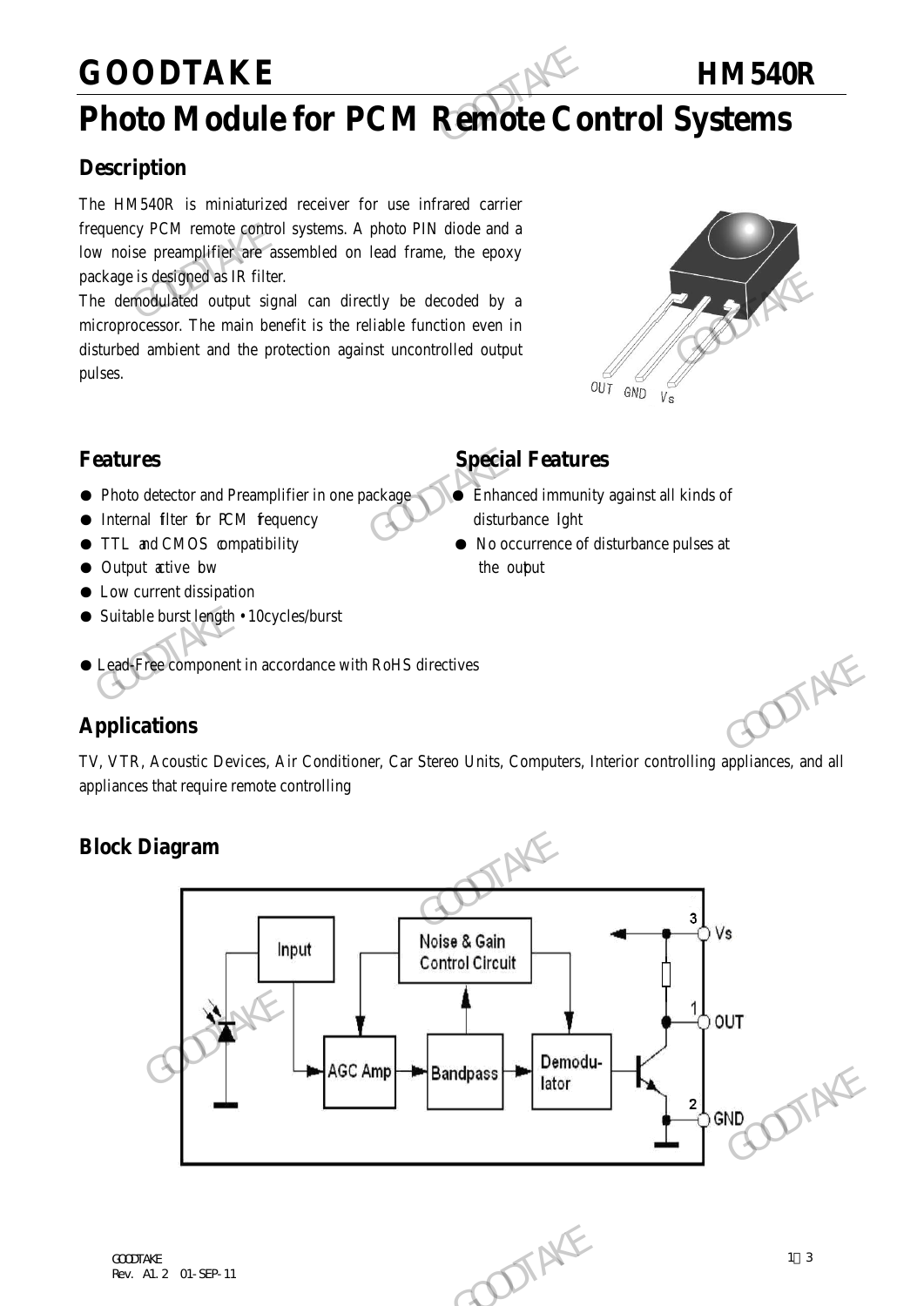# GOODTAKE HM540R

# Photo Module for PCM Remote Control Systems

## Description

The HM540R is miniaturized receiver for use infrared carrier frequency PCM remote control systems. A photo PIN diode and a low noise preamplifier are assembled on lead frame, the epoxy package is designed as IR filter.

The demodulated output signal can directly be decoded by a microprocessor. The main benefit is the reliable function even in disturbed ambient and the protection against uncontrolled output pulses.

OUT GND Vs

## Features

- Photo detector and Preamplifier in one package
- Internal filter for PCM frequency
- TTL and CMOS compatibility
- Output active low
- Low current dissipation
- Suitable burst length • 10cycles/burst
- Lead-Free component in accordance with RoHS directives

## Special Features

- Enhanced immunity against all kinds of disturbance light
- No occurrence of disturbance pulses at the output

## Applications

TV, VTR, Acoustic Devices, Air Conditioner, Car Stereo Units, Computers, Interior controlling appliances, and all appliances that require remote controlling

## Block Diagram

Input → AGC Amp → Bandpass → Demodulator; Noise & Gain Control Circuit

3 Vs, 1 OUT, 2 GND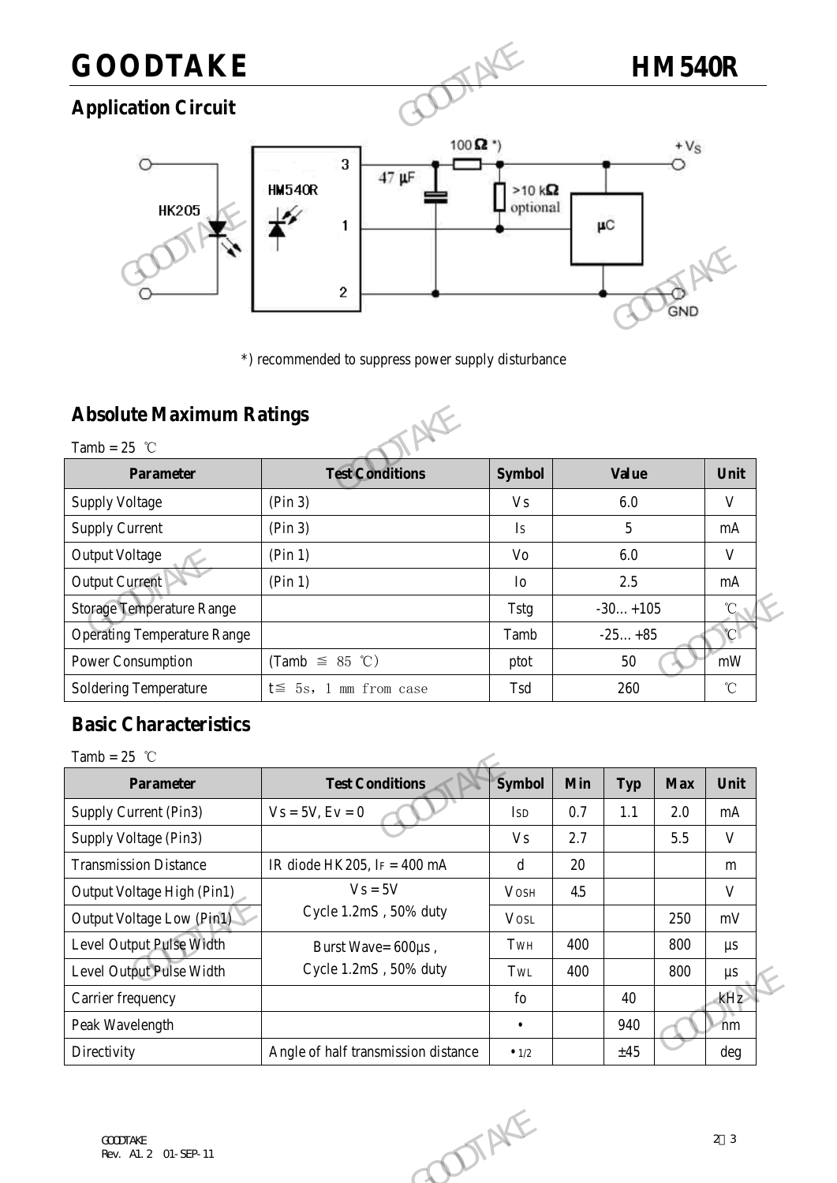## Application Circuit

*) recommended to suppress power supply disturbance

## Absolute Maximum Ratings

Tamb = 25 ℃

| Parameter | Test Conditions | Symbol | Value | Unit |
|---|---|---|---|---|
| Supply Voltage | (Pin 3) | Vs | 6.0 | V |
| Supply Current | (Pin 3) | Is | 5 | mA |
| Output Voltage | (Pin 1) | Vo | 6.0 | V |
| Output Current | (Pin 1) | Io | 2.5 | mA |
| Storage Temperature Range | | Tstg | -30…+105 | ℃ |
| Operating Temperature Range | | Tamb | -25…+85 | ℃ |
| Power Consumption | (Tamb ≦ 85 ℃) | ptot | 50 | mW |
| Soldering Temperature | t≦ 5s, 1 mm from case | Tsd | 260 | ℃ |

## Basic Characteristics

Tamb = 25 ℃

| Parameter | Test Conditions | Symbol | Min | Typ | Max | Unit |
|---|---|---|---|---|---|---|
| Supply Current (Pin3) | Vs = 5V, Ev = 0 | $I_{SD}$ | 0.7 | 1.1 | 2.0 | mA |
| Supply Voltage (Pin3) | | Vs | 2.7 | | 5.5 | V |
| Transmission Distance | IR diode HK205, $I_F$ = 400 mA | d | 20 | | | m |
| Output Voltage High (Pin1) | Vs = 5V<br>Cycle 1.2mS , 50% duty | $V_{OSH}$ | 4.5 | | | V |
| Output Voltage Low (Pin1) | | $V_{OSL}$ | | | 250 | mV |
| Level Output Pulse Width | Burst Wave= 600µs ,<br>Cycle 1.2mS , 50% duty | $T_{WH}$ | 400 | | 800 | µs |
| Level Output Pulse Width | | $T_{WL}$ | 400 | | 800 | µs |
| Carrier frequency | | fo | | 40 | | kHz |
| Peak Wavelength | | • | | 940 | | nm |
| Directivity | Angle of half transmission distance | $•_{1/2}$ | | ±45 | | deg |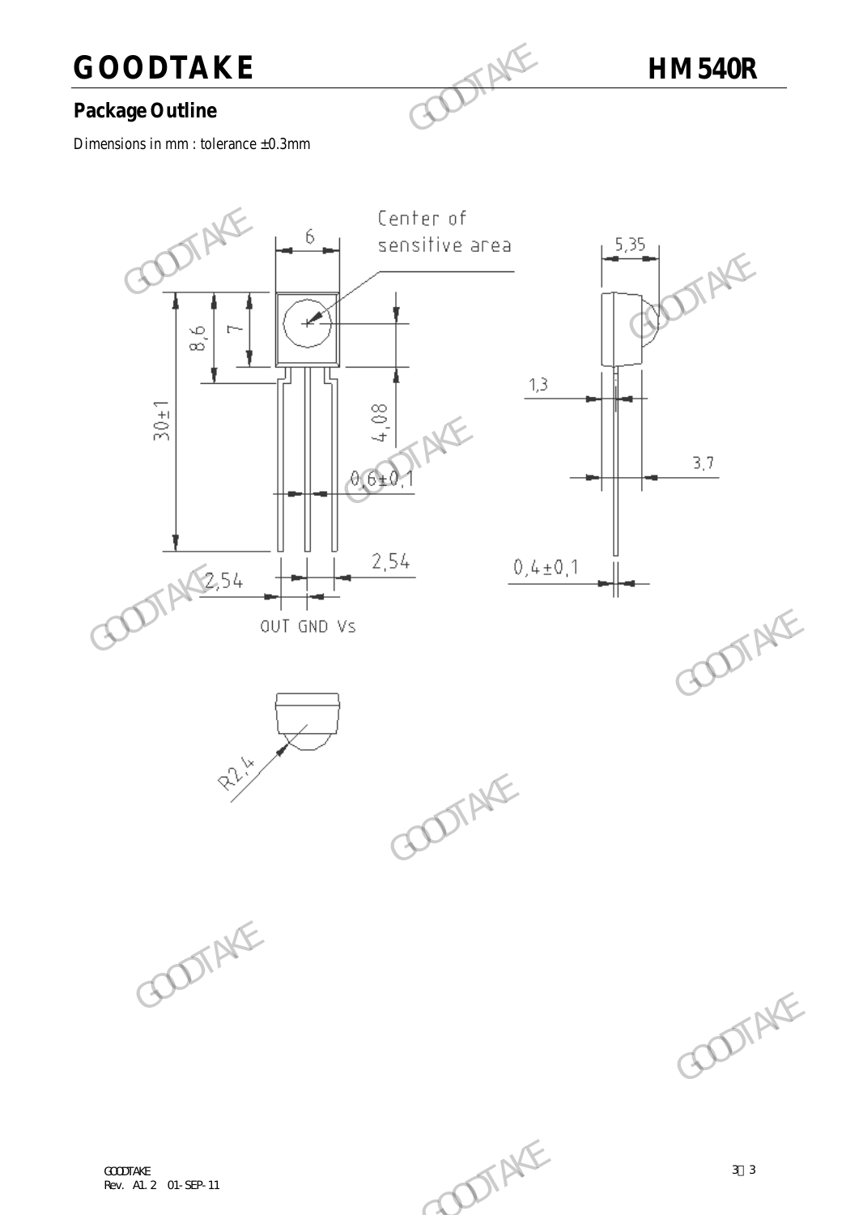## Package Outline

Dimensions in mm : tolerance ±0.3mm

Center of
sensitive area

6

5,35

8,6

7

30±1

4,08

1,3

0,6±0,1

3,7

2,54

2,54

0,4±0,1

OUT GND Vs

R2,4